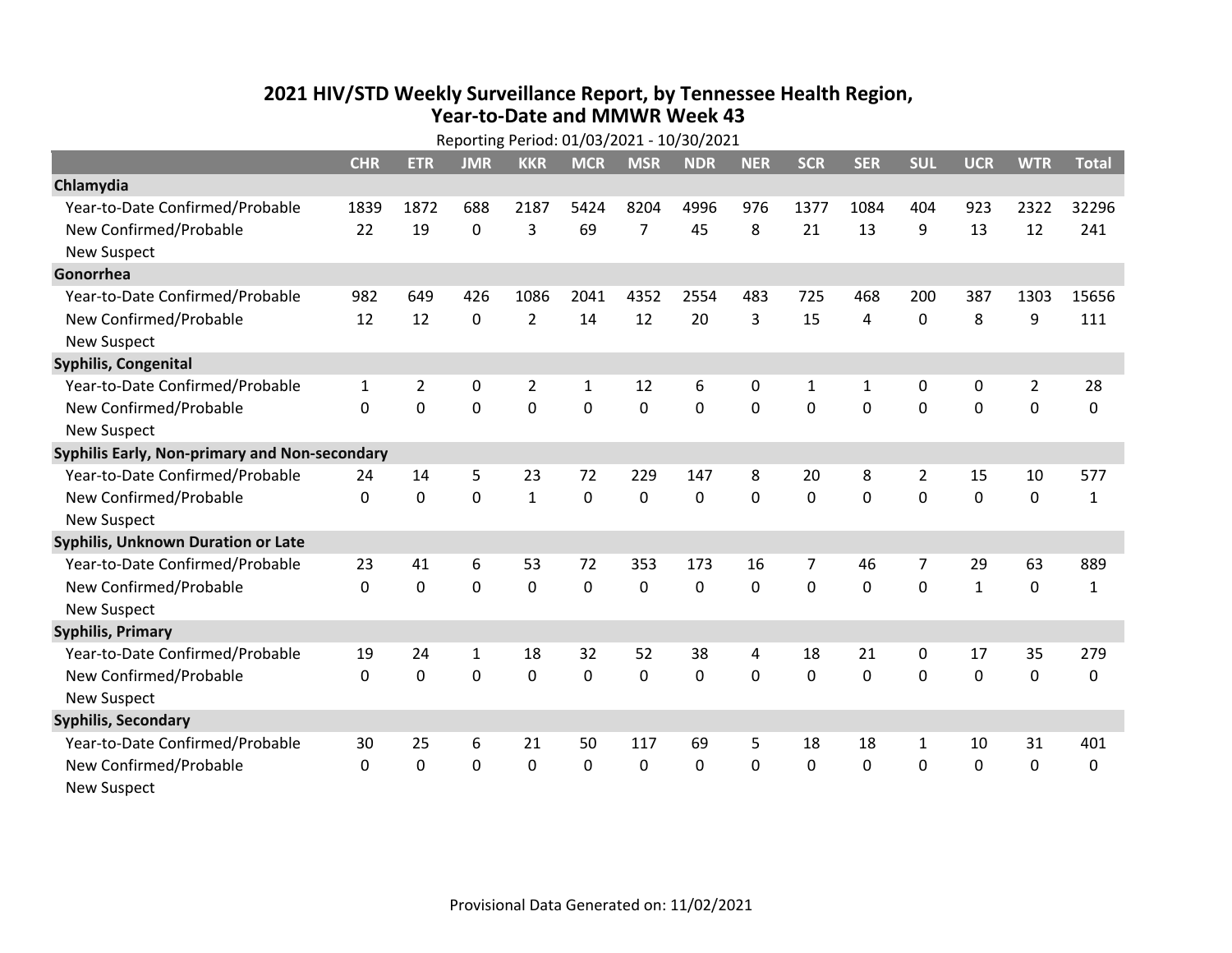# 2021 HIV/STD Weekly Surveillance Report, by Tennessee Health Region, Year-to-Date and MMWR Week 43

Reporting Period: 01/03/2021 - 10/30/2021

| | CHR | ETR | JMR | KKR | MCR | MSR | NDR | NER | SCR | SER | SUL | UCR | WTR | Total |
|---|---|---|---|---|---|---|---|---|---|---|---|---|---|---|
| **Chlamydia** | | | | | | | | | | | | | | |
| Year-to-Date Confirmed/Probable | 1839 | 1872 | 688 | 2187 | 5424 | 8204 | 4996 | 976 | 1377 | 1084 | 404 | 923 | 2322 | 32296 |
| New Confirmed/Probable | 22 | 19 | 0 | 3 | 69 | 7 | 45 | 8 | 21 | 13 | 9 | 13 | 12 | 241 |
| New Suspect | | | | | | | | | | | | | | |
| **Gonorrhea** | | | | | | | | | | | | | | |
| Year-to-Date Confirmed/Probable | 982 | 649 | 426 | 1086 | 2041 | 4352 | 2554 | 483 | 725 | 468 | 200 | 387 | 1303 | 15656 |
| New Confirmed/Probable | 12 | 12 | 0 | 2 | 14 | 12 | 20 | 3 | 15 | 4 | 0 | 8 | 9 | 111 |
| New Suspect | | | | | | | | | | | | | | |
| **Syphilis, Congenital** | | | | | | | | | | | | | | |
| Year-to-Date Confirmed/Probable | 1 | 2 | 0 | 2 | 1 | 12 | 6 | 0 | 1 | 1 | 0 | 0 | 2 | 28 |
| New Confirmed/Probable | 0 | 0 | 0 | 0 | 0 | 0 | 0 | 0 | 0 | 0 | 0 | 0 | 0 | 0 |
| New Suspect | | | | | | | | | | | | | | |
| **Syphilis Early, Non-primary and Non-secondary** | | | | | | | | | | | | | | |
| Year-to-Date Confirmed/Probable | 24 | 14 | 5 | 23 | 72 | 229 | 147 | 8 | 20 | 8 | 2 | 15 | 10 | 577 |
| New Confirmed/Probable | 0 | 0 | 0 | 1 | 0 | 0 | 0 | 0 | 0 | 0 | 0 | 0 | 0 | 1 |
| New Suspect | | | | | | | | | | | | | | |
| **Syphilis, Unknown Duration or Late** | | | | | | | | | | | | | | |
| Year-to-Date Confirmed/Probable | 23 | 41 | 6 | 53 | 72 | 353 | 173 | 16 | 7 | 46 | 7 | 29 | 63 | 889 |
| New Confirmed/Probable | 0 | 0 | 0 | 0 | 0 | 0 | 0 | 0 | 0 | 0 | 0 | 1 | 0 | 1 |
| New Suspect | | | | | | | | | | | | | | |
| **Syphilis, Primary** | | | | | | | | | | | | | | |
| Year-to-Date Confirmed/Probable | 19 | 24 | 1 | 18 | 32 | 52 | 38 | 4 | 18 | 21 | 0 | 17 | 35 | 279 |
| New Confirmed/Probable | 0 | 0 | 0 | 0 | 0 | 0 | 0 | 0 | 0 | 0 | 0 | 0 | 0 | 0 |
| New Suspect | | | | | | | | | | | | | | |
| **Syphilis, Secondary** | | | | | | | | | | | | | | |
| Year-to-Date Confirmed/Probable | 30 | 25 | 6 | 21 | 50 | 117 | 69 | 5 | 18 | 18 | 1 | 10 | 31 | 401 |
| New Confirmed/Probable | 0 | 0 | 0 | 0 | 0 | 0 | 0 | 0 | 0 | 0 | 0 | 0 | 0 | 0 |
| New Suspect | | | | | | | | | | | | | | |

Provisional Data Generated on: 11/02/2021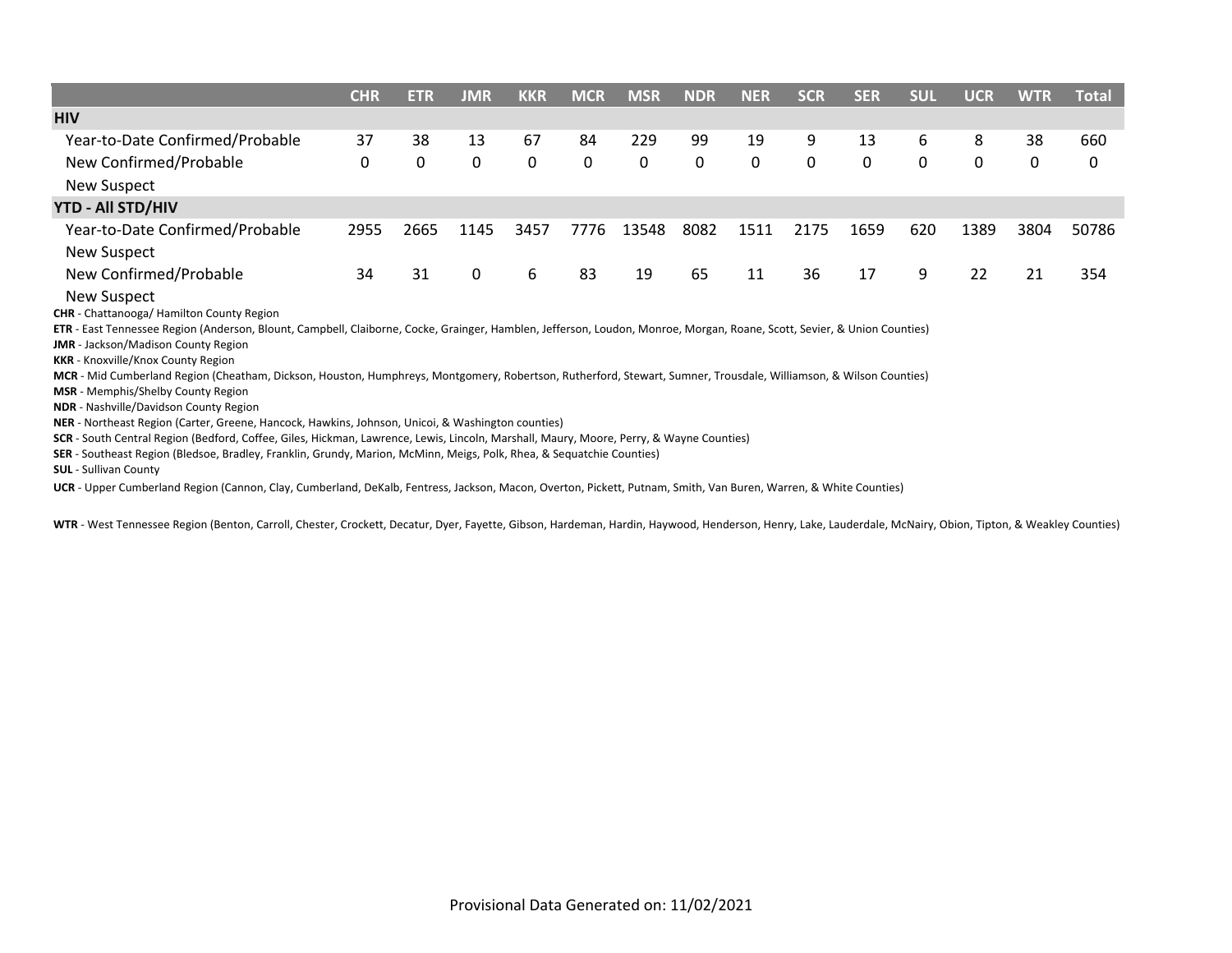| | CHR | ETR | JMR | KKR | MCR | MSR | NDR | NER | SCR | SER | SUL | UCR | WTR | Total |
|---|---|---|---|---|---|---|---|---|---|---|---|---|---|---|
| **HIV** | | | | | | | | | | | | | | |
| Year-to-Date Confirmed/Probable | 37 | 38 | 13 | 67 | 84 | 229 | 99 | 19 | 9 | 13 | 6 | 8 | 38 | 660 |
| New Confirmed/Probable | 0 | 0 | 0 | 0 | 0 | 0 | 0 | 0 | 0 | 0 | 0 | 0 | 0 | 0 |
| New Suspect | | | | | | | | | | | | | | |
| **YTD - All STD/HIV** | | | | | | | | | | | | | | |
| Year-to-Date Confirmed/Probable | 2955 | 2665 | 1145 | 3457 | 7776 | 13548 | 8082 | 1511 | 2175 | 1659 | 620 | 1389 | 3804 | 50786 |
| New Suspect | | | | | | | | | | | | | | |
| New Confirmed/Probable | 34 | 31 | 0 | 6 | 83 | 19 | 65 | 11 | 36 | 17 | 9 | 22 | 21 | 354 |
| New Suspect | | | | | | | | | | | | | | |

**CHR** - Chattanooga/ Hamilton County Region

**ETR** - East Tennessee Region (Anderson, Blount, Campbell, Claiborne, Cocke, Grainger, Hamblen, Jefferson, Loudon, Monroe, Morgan, Roane, Scott, Sevier, & Union Counties)

**JMR** - Jackson/Madison County Region

**KKR** - Knoxville/Knox County Region

**MCR** - Mid Cumberland Region (Cheatham, Dickson, Houston, Humphreys, Montgomery, Robertson, Rutherford, Stewart, Sumner, Trousdale, Williamson, & Wilson Counties)

**MSR** - Memphis/Shelby County Region

**NDR** - Nashville/Davidson County Region

**NER** - Northeast Region (Carter, Greene, Hancock, Hawkins, Johnson, Unicoi, & Washington counties)

**SCR** - South Central Region (Bedford, Coffee, Giles, Hickman, Lawrence, Lewis, Lincoln, Marshall, Maury, Moore, Perry, & Wayne Counties)

**SER** - Southeast Region (Bledsoe, Bradley, Franklin, Grundy, Marion, McMinn, Meigs, Polk, Rhea, & Sequatchie Counties)

**SUL** - Sullivan County

**UCR** - Upper Cumberland Region (Cannon, Clay, Cumberland, DeKalb, Fentress, Jackson, Macon, Overton, Pickett, Putnam, Smith, Van Buren, Warren, & White Counties)

**WTR** - West Tennessee Region (Benton, Carroll, Chester, Crockett, Decatur, Dyer, Fayette, Gibson, Hardeman, Hardin, Haywood, Henderson, Henry, Lake, Lauderdale, McNairy, Obion, Tipton, & Weakley Counties)

Provisional Data Generated on: 11/02/2021